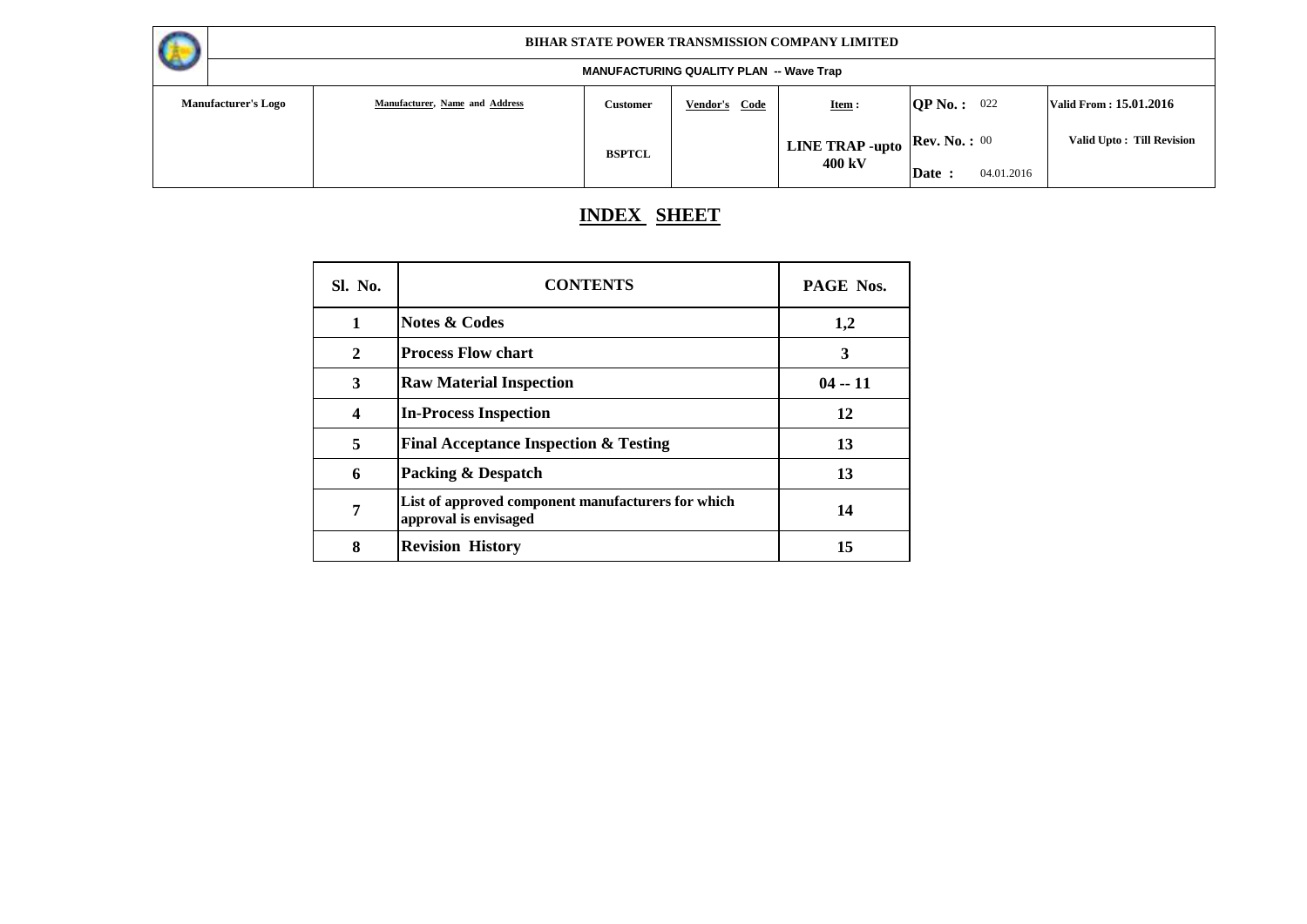| | BIHAR STATE POWER TRANSMISSION COMPANY LIMITED | | | | | |
|---|---|---|---|---|---|---|
| | MANUFACTURING QUALITY PLAN -- Wave Trap | | | | | |
| Manufacturer's Logo | Manufacturer, Name and Address | Customer | Vendor's Code | Item : | QP No. : 022 | Valid From : 15.01.2016 |
| | | BSPTCL | | LINE TRAP -upto 400 kV | Rev. No. : 00<br>Date : 04.01.2016 | Valid Upto : Till Revision |

# INDEX SHEET

| Sl. No. | CONTENTS | PAGE Nos. |
|---|---|---|
| 1 | Notes & Codes | 1,2 |
| 2 | Process Flow chart | 3 |
| 3 | Raw Material Inspection | 04 -- 11 |
| 4 | In-Process Inspection | 12 |
| 5 | Final Acceptance Inspection & Testing | 13 |
| 6 | Packing & Despatch | 13 |
| 7 | List of approved component manufacturers for which approval is envisaged | 14 |
| 8 | Revision History | 15 |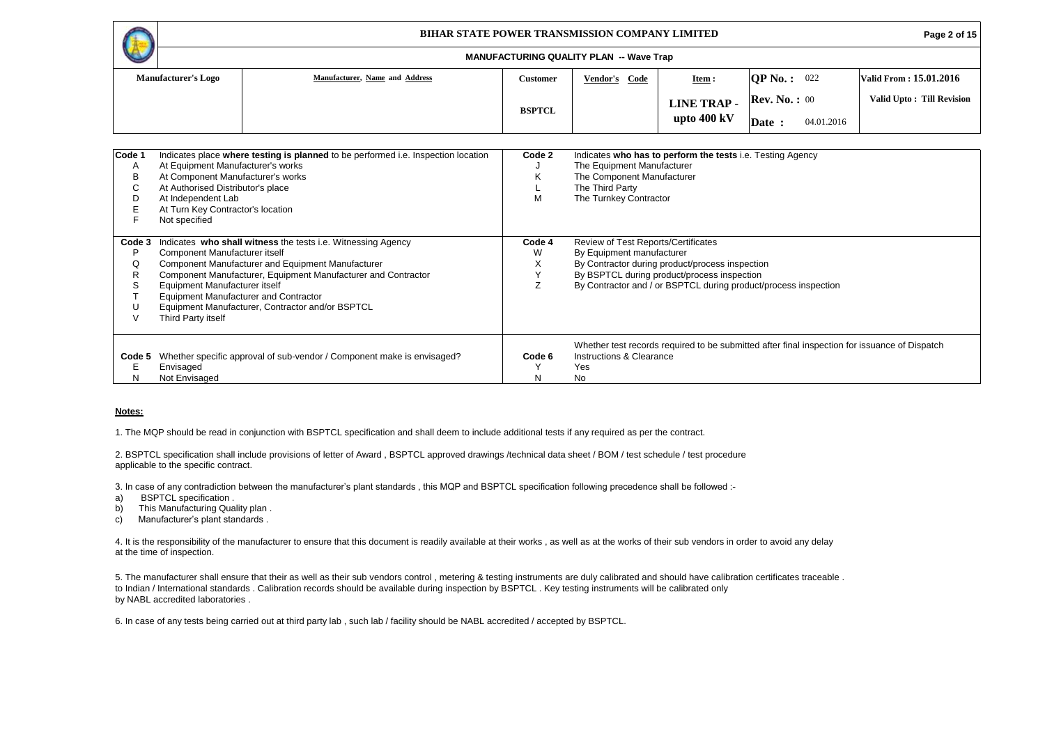**BIHAR STATE POWER TRANSMISSION COMPANY LIMITED**

**MANUFACTURING QUALITY PLAN -- Wave Trap**

| Manufacturer's Logo | Manufacturer, Name and Address | Customer | Vendor's Code | Item : | QP No. : 022 | Valid From : 15.01.2016 |
|---|---|---|---|---|---|---|
| | | BSPTCL | | LINE TRAP - upto 400 kV | Rev. No. : 00<br>Date : 04.01.2016 | Valid Upto : Till Revision |

| Code 1 | Indicates place **where testing is planned** to be performed i.e. Inspection location | Code 2 | Indicates **who has to perform the tests** i.e. Testing Agency |
|---|---|---|---|
| A | At Equipment Manufacturer's works | J | The Equipment Manufacturer |
| B | At Component Manufacturer's works | K | The Component Manufacturer |
| C | At Authorised Distributor's place | L | The Third Party |
| D | At Independent Lab | M | The Turnkey Contractor |
| E | At Turn Key Contractor's location | | |
| F | Not specified | | |

| Code 3 | Indicates **who shall witness** the tests i.e. Witnessing Agency | Code 4 | Review of Test Reports/Certificates |
|---|---|---|---|
| P | Component Manufacturer itself | W | By Equipment manufacturer |
| Q | Component Manufacturer and Equipment Manufacturer | X | By Contractor during product/process inspection |
| R | Component Manufacturer, Equipment Manufacturer and Contractor | Y | By BSPTCL during product/process inspection |
| S | Equipment Manufacturer itself | Z | By Contractor and / or BSPTCL during product/process inspection |
| T | Equipment Manufacturer and Contractor | | |
| U | Equipment Manufacturer, Contractor and/or BSPTCL | | |
| V | Third Party itself | | |

| Code 5 | Whether specific approval of sub-vendor / Component make is envisaged? | Code 6 | Whether test records required to be submitted after final inspection for issuance of Dispatch Instructions & Clearance |
|---|---|---|---|
| E | Envisaged | Y | Yes |
| N | Not Envisaged | N | No |

**Notes:**

1. The MQP should be read in conjunction with BSPTCL specification and shall deem to include additional tests if any required as per the contract.

2. BSPTCL specification shall include provisions of letter of Award , BSPTCL approved drawings /technical data sheet / BOM / test schedule / test procedure applicable to the specific contract.

3. In case of any contradiction between the manufacturer's plant standards , this MQP and BSPTCL specification following precedence shall be followed :-
a) BSPTCL specification .
b) This Manufacturing Quality plan .
c) Manufacturer's plant standards .

4. It is the responsibility of the manufacturer to ensure that this document is readily available at their works , as well as at the works of their sub vendors in order to avoid any delay at the time of inspection.

5. The manufacturer shall ensure that their as well as their sub vendors control , metering & testing instruments are duly calibrated and should have calibration certificates traceable . to Indian / International standards . Calibration records should be available during inspection by BSPTCL . Key testing instruments will be calibrated only by NABL accredited laboratories .

6. In case of any tests being carried out at third party lab , such lab / facility should be NABL accredited / accepted by BSPTCL.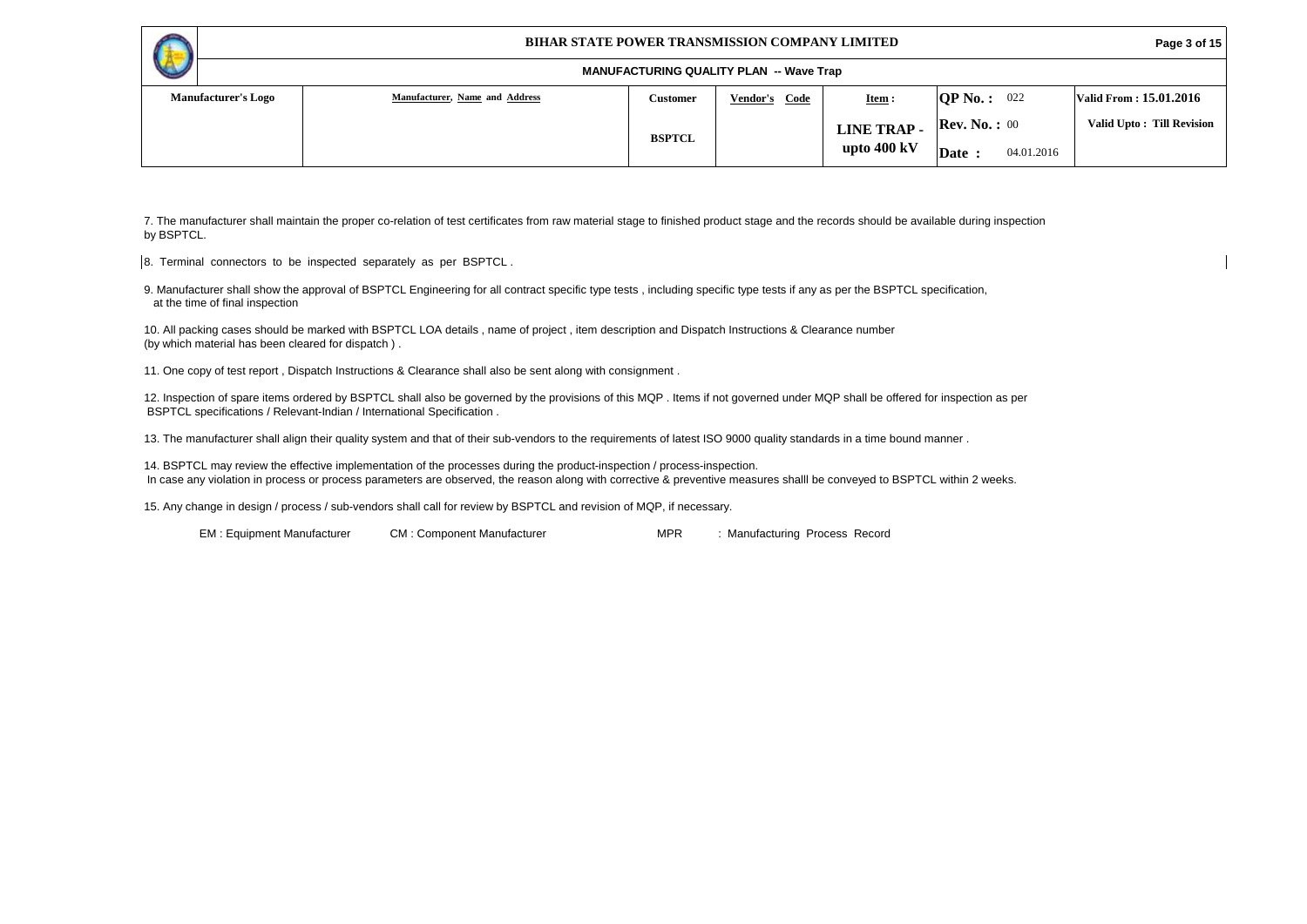| Manufacturer's Logo | Manufacturer, Name and Address | Customer | Vendor's Code | Item : | QP No. : 022 | Valid From : 15.01.2016 |
|---|---|---|---|---|---|---|
| | | BSPTCL | | LINE TRAP - upto 400 kV | Rev. No. : 00 | Valid Upto : Till Revision |
| | | | | | Date : 04.01.2016 | |

7. The manufacturer shall maintain the proper co-relation of test certificates from raw material stage to finished product stage and the records should be available during inspection by BSPTCL.

8. Terminal connectors to be inspected separately as per BSPTCL .

9. Manufacturer shall show the approval of BSPTCL Engineering for all contract specific type tests , including specific type tests if any as per the BSPTCL specification, at the time of final inspection

10. All packing cases should be marked with BSPTCL LOA details , name of project , item description and Dispatch Instructions & Clearance number (by which material has been cleared for dispatch ) .

11. One copy of test report , Dispatch Instructions & Clearance shall also be sent along with consignment .

12. Inspection of spare items ordered by BSPTCL shall also be governed by the provisions of this MQP . Items if not governed under MQP shall be offered for inspection as per BSPTCL specifications / Relevant-Indian / International Specification .

13. The manufacturer shall align their quality system and that of their sub-vendors to the requirements of latest ISO 9000 quality standards in a time bound manner .

14. BSPTCL may review the effective implementation of the processes during the product-inspection / process-inspection.
In case any violation in process or process parameters are observed, the reason along with corrective & preventive measures shalll be conveyed to BSPTCL within 2 weeks.

15. Any change in design / process / sub-vendors shall call for review by BSPTCL and revision of MQP, if necessary.

EM : Equipment Manufacturer CM : Component Manufacturer MPR : Manufacturing Process Record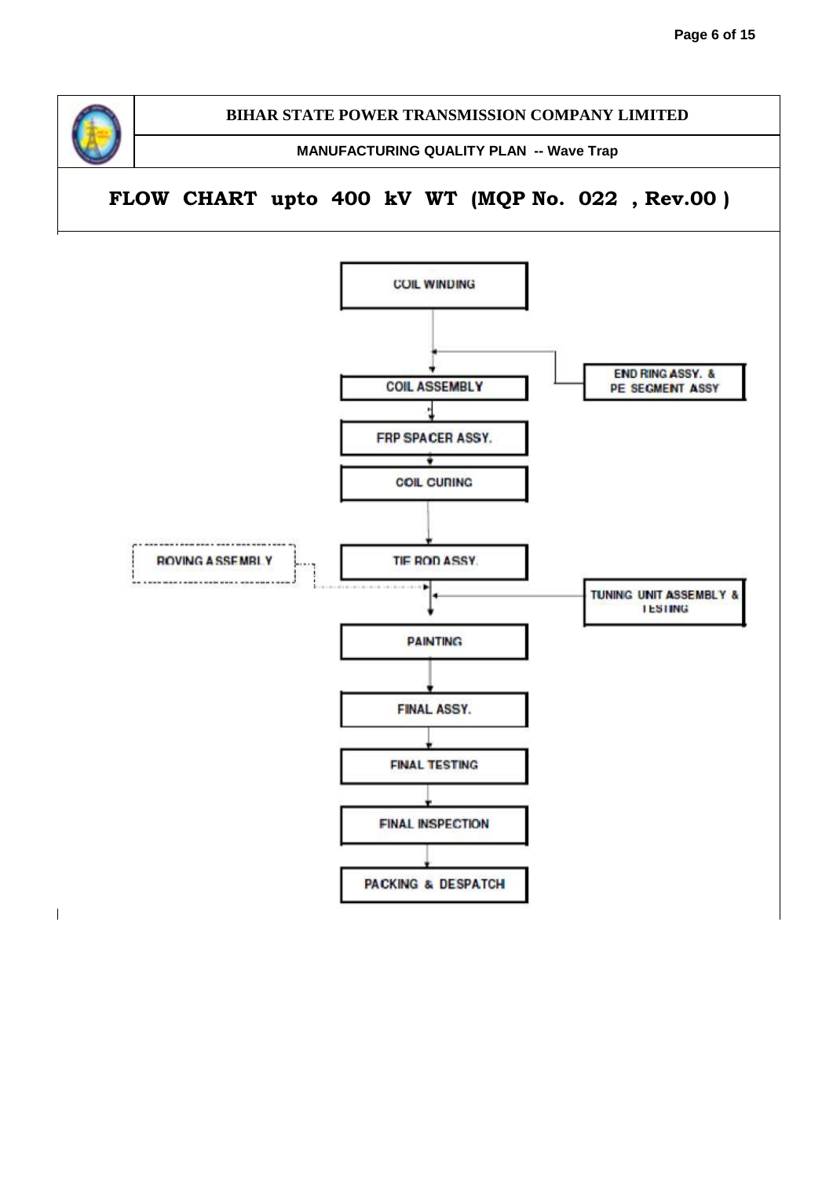**BIHAR STATE POWER TRANSMISSION COMPANY LIMITED**

**MANUFACTURING QUALITY PLAN -- Wave Trap**

# FLOW CHART upto 400 kV WT (MQP No. 022 , Rev.00 )

COIL WINDING

END RING ASSY. & PE SEGMENT ASSY

COIL ASSEMBLY

FRP SPACER ASSY.

COIL CURING

ROVING ASSEMBLY

TIE ROD ASSY.

TUNING UNIT ASSEMBLY & TESTING

PAINTING

FINAL ASSY.

FINAL TESTING

FINAL INSPECTION

PACKING & DESPATCH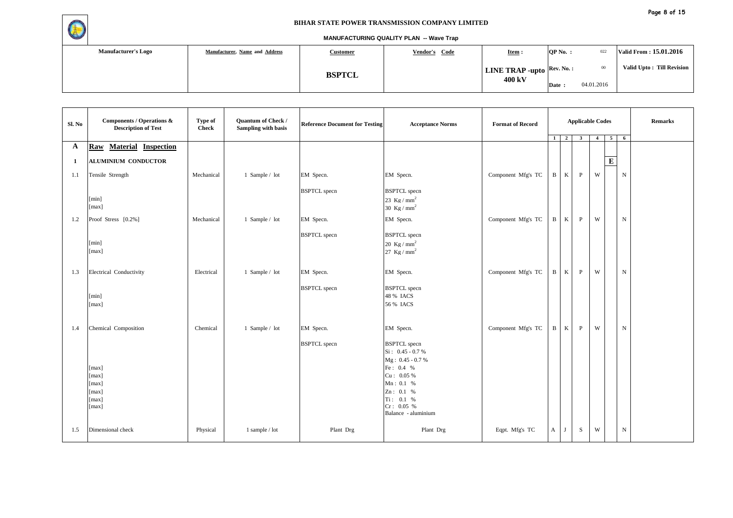**BIHAR STATE POWER TRANSMISSION COMPANY LIMITED**

**MANUFACTURING QUALITY PLAN -- Wave Trap**

| Manufacturer's Logo | Manufacturer, Name and Address | Customer | Vendor's Code | Item : | QP No. : 022 | Valid From : 15.01.2016 |
|---|---|---|---|---|---|---|
| | | **BSPTCL** | | **LINE TRAP -upto 400 kV** | Rev. No. : 00 | Valid Upto : Till Revision |
| | | | | | Date : 04.01.2016 | |

| Sl. No | Components / Operations & Description of Test | Type of Check | Quantum of Check / Sampling with basis | Reference Document for Testing | Acceptance Norms | Format of Record | Applicable Codes | | | | | | Remarks |
|---|---|---|---|---|---|---|---|---|---|---|---|---|---|
| | | | | | | | 1 | 2 | 3 | 4 | 5 | 6 | |
| **A** | **Raw Material Inspection** | | | | | | | | | | | | |
| **1** | **ALUMINIUM CONDUCTOR** | | | | | | | | | | **E** | | |
| 1.1 | Tensile Strength | Mechanical | 1 Sample / lot | EM Specn. | EM Specn. | Component Mfg's TC | B | K | P | W | | N | |
| | | | | BSPTCL specn | BSPTCL specn | | | | | | | | |
| | [min] | | | | 23 Kg / $mm^2$ | | | | | | | | |
| | [max] | | | | 30 Kg / $mm^2$ | | | | | | | | |
| 1.2 | Proof Stress [0.2%] | Mechanical | 1 Sample / lot | EM Specn. | EM Specn. | Component Mfg's TC | B | K | P | W | | N | |
| | | | | BSPTCL specn | BSPTCL specn | | | | | | | | |
| | [min] | | | | 20 Kg / $mm^2$ | | | | | | | | |
| | [max] | | | | 27 Kg / $mm^2$ | | | | | | | | |
| 1.3 | Electrical Conductivity | Electrical | 1 Sample / lot | EM Specn. | EM Specn. | Component Mfg's TC | B | K | P | W | | N | |
| | | | | BSPTCL specn | BSPTCL specn | | | | | | | | |
| | [min] | | | | 48 % IACS | | | | | | | | |
| | [max] | | | | 56 % IACS | | | | | | | | |
| 1.4 | Chemical Composition | Chemical | 1 Sample / lot | EM Specn. | EM Specn. | Component Mfg's TC | B | K | P | W | | N | |
| | | | | BSPTCL specn | BSPTCL specn | | | | | | | | |
| | | | | | Si : 0.45 - 0.7 % | | | | | | | | |
| | | | | | Mg : 0.45 - 0.7 % | | | | | | | | |
| | [max] | | | | Fe : 0.4 % | | | | | | | | |
| | [max] | | | | Cu : 0.05 % | | | | | | | | |
| | [max] | | | | Mn : 0.1 % | | | | | | | | |
| | [max] | | | | Zn : 0.1 % | | | | | | | | |
| | [max] | | | | Ti : 0.1 % | | | | | | | | |
| | [max] | | | | Cr : 0.05 % | | | | | | | | |
| | | | | | Balance - aluminium | | | | | | | | |
| 1.5 | Dimensional check | Physical | 1 sample / lot | Plant Drg | Plant Drg | Eqpt. Mfg's TC | A | J | S | W | | N | |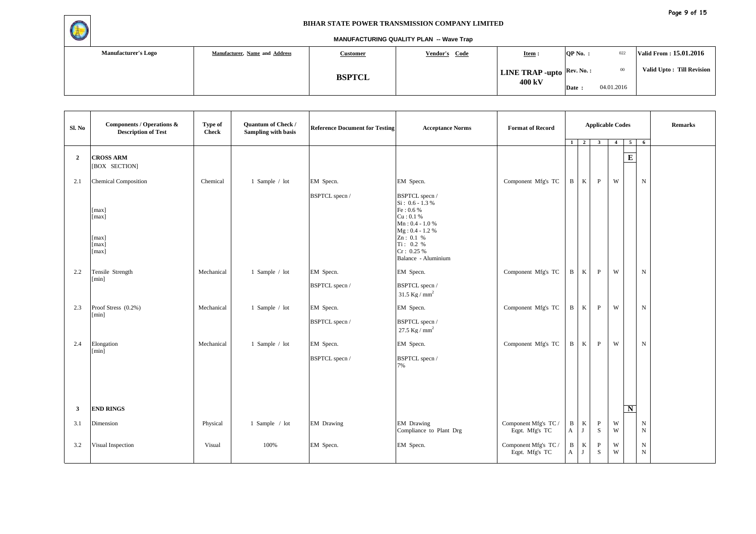**BIHAR STATE POWER TRANSMISSION COMPANY LIMITED**

**MANUFACTURING QUALITY PLAN -- Wave Trap**

| Manufacturer's Logo | Manufacturer, Name and Address | Customer | Vendor's Code | Item : | QP No. : 022 | Valid From : 15.01.2016 |
|---|---|---|---|---|---|---|
| | | BSPTCL | | LINE TRAP -upto 400 kV | Rev. No. : 00 | Valid Upto : Till Revision |
| | | | | | Date : 04.01.2016 | |

| Sl. No | Components / Operations & Description of Test | Type of Check | Quantum of Check / Sampling with basis | Reference Document for Testing | Acceptance Norms | Format of Record | Applicable Codes 1 | 2 | 3 | 4 | 5 | 6 | Remarks |
|---|---|---|---|---|---|---|---|---|---|---|---|---|---|
| **2** | **CROSS ARM** [BOX SECTION] | | | | | | | | | | **E** | | |
| 2.1 | Chemical Composition | Chemical | 1 Sample / lot | EM Specn. | EM Specn. | Component Mfg's TC | B | K | P | W | | N | |
| | | | | BSPTCL specn / | BSPTCL specn / Si : 0.6 - 1.3 % | | | | | | | | |
| | [max] | | | | Fe : 0.6 % | | | | | | | | |
| | [max] | | | | Cu : 0.1 % | | | | | | | | |
| | | | | | Mn : 0.4 - 1.0 % | | | | | | | | |
| | | | | | Mg : 0.4 - 1.2 % | | | | | | | | |
| | [max] | | | | Zn : 0.1 % | | | | | | | | |
| | [max] | | | | Ti : 0.2 % | | | | | | | | |
| | [max] | | | | Cr : 0.25 % | | | | | | | | |
| | | | | | Balance - Aluminium | | | | | | | | |
| 2.2 | Tensile Strength [min] | Mechanical | 1 Sample / lot | EM Specn. | EM Specn. | Component Mfg's TC | B | K | P | W | | N | |
| | | | | BSPTCL specn / | BSPTCL specn / 31.5 Kg / mm$^2$ | | | | | | | | |
| 2.3 | Proof Stress (0.2%) [min] | Mechanical | 1 Sample / lot | EM Specn. | EM Specn. | Component Mfg's TC | B | K | P | W | | N | |
| | | | | BSPTCL specn / | BSPTCL specn / 27.5 Kg / mm$^2$ | | | | | | | | |
| 2.4 | Elongation [min] | Mechanical | 1 Sample / lot | EM Specn. | EM Specn. | Component Mfg's TC | B | K | P | W | | N | |
| | | | | BSPTCL specn / | BSPTCL specn / 7% | | | | | | | | |
| **3** | **END RINGS** | | | | | | | | | | **N** | | |
| 3.1 | Dimension | Physical | 1 Sample / lot | EM Drawing | EM Drawing Compliance to Plant Drg | Component Mfg's TC / Eqpt. Mfg's TC | B / A | K / J | P / S | W / W | | N / N | |
| 3.2 | Visual Inspection | Visual | 100% | EM Specn. | EM Specn. | Component Mfg's TC / Eqpt. Mfg's TC | B / A | K / J | P / S | W / W | | N / N | |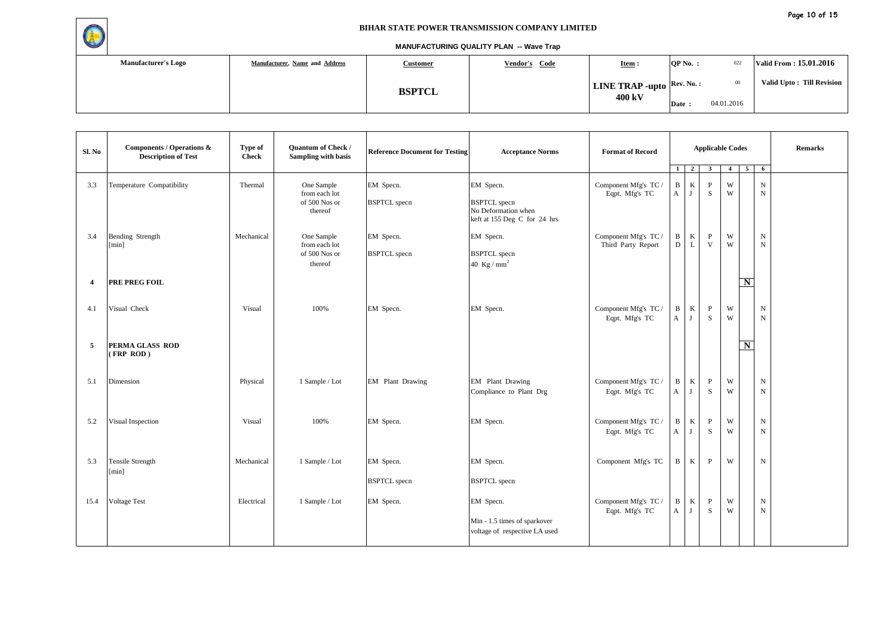**BIHAR STATE POWER TRANSMISSION COMPANY LIMITED**

**MANUFACTURING QUALITY PLAN -- Wave Trap**

| Manufacturer's Logo | Manufacturer, Name and Address | Customer | Vendor's Code | Item : | QP No. : 022 | Valid From : 15.01.2016 |
|---|---|---|---|---|---|---|
| | | **BSPTCL** | | **LINE TRAP -upto 400 kV** | Rev. No. : 00 / Date : 04.01.2016 | Valid Upto : Till Revision |

| Sl. No | Components / Operations & Description of Test | Type of Check | Quantum of Check / Sampling with basis | Reference Document for Testing | Acceptance Norms | Format of Record | Applicable Codes | | | | | | Remarks |
|---|---|---|---|---|---|---|---|---|---|---|---|---|---|
| | | | | | | | 1 | 2 | 3 | 4 | 5 | 6 | |
| 3.3 | Temperature Compatibility | Thermal | One Sample from each lot of 500 Nos or thereof | EM Specn. BSPTCL specn | EM Specn. BSPTCL specn No Deformation when keft at 155 Deg C for 24 hrs | Component Mfg's TC / Eqpt. Mfg's TC | B A | K J | P S | W W | | N N | |
| 3.4 | Bending Strength [min] | Mechanical | One Sample from each lot of 500 Nos or thereof | EM Specn. BSPTCL specn | EM Specn. BSPTCL specn 40 Kg / mm$^2$ | Component Mfg's TC / Third Party Report | B D | K L | P V | W W | | N N | |
| **4** | **PRE PREG FOIL** | | | | | | | | | | **N** | | |
| 4.1 | Visual Check | Visual | 100% | EM Specn. | EM Specn. | Component Mfg's TC / Eqpt. Mfg's TC | B A | K J | P S | W W | | N N | |
| **5** | **PERMA GLASS ROD ( FRP ROD )** | | | | | | | | | | **N** | | |
| 5.1 | Dimension | Physical | 1 Sample / Lot | EM Plant Drawing | EM Plant Drawing Compliance to Plant Drg | Component Mfg's TC / Eqpt. Mfg's TC | B A | K J | P S | W W | | N N | |
| 5.2 | Visual Inspection | Visual | 100% | EM Specn. | EM Specn. | Component Mfg's TC / Eqpt. Mfg's TC | B A | K J | P S | W W | | N N | |
| 5.3 | Tensile Strength [min] | Mechanical | 1 Sample / Lot | EM Specn. BSPTCL specn | EM Specn. BSPTCL specn | Component Mfg's TC | B | K | P | W | | N | |
| 15.4 | Voltage Test | Electrical | 1 Sample / Lot | EM Specn. | EM Specn. Min - 1.5 times of sparkover voltage of respective LA used | Component Mfg's TC / Eqpt. Mfg's TC | B A | K J | P S | W W | | N N | |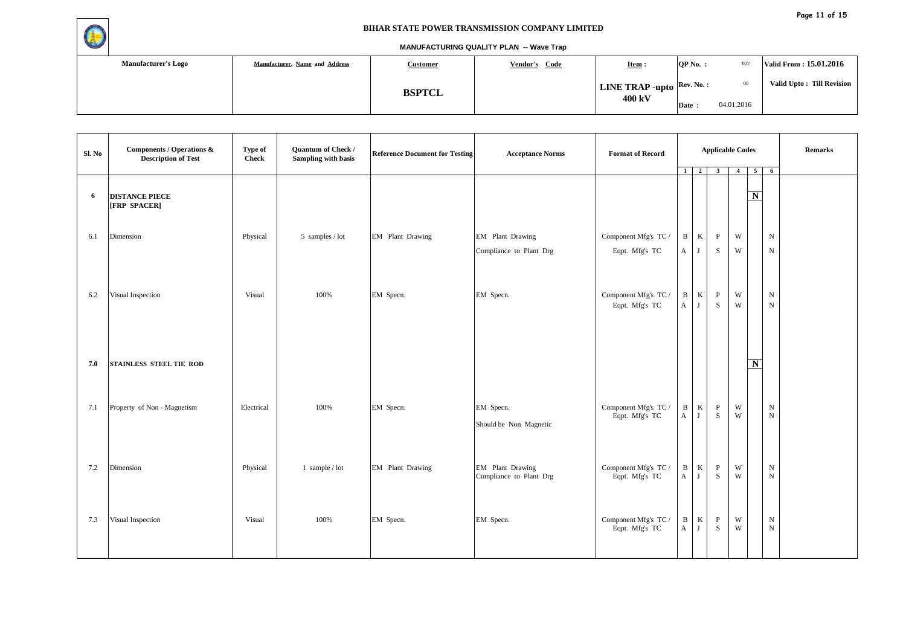BIHAR STATE POWER TRANSMISSION COMPANY LIMITED

MANUFACTURING QUALITY PLAN -- Wave Trap

| Manufacturer's Logo | Manufacturer, Name and Address | Customer | Vendor's Code | Item : | QP No. : 022 | Valid From : 15.01.2016 |
|---|---|---|---|---|---|---|
| | | BSPTCL | | LINE TRAP -upto 400 kV | Rev. No. : 00<br>Date : 04.01.2016 | Valid Upto : Till Revision |

| Sl. No | Components / Operations & Description of Test | Type of Check | Quantum of Check / Sampling with basis | Reference Document for Testing | Acceptance Norms | Format of Record | Applicable Codes | | | | | | Remarks |
|---|---|---|---|---|---|---|---|---|---|---|---|---|---|
| | | | | | | | 1 | 2 | 3 | 4 | 5 | 6 | |
| 6 | **DISTANCE PIECE [FRP SPACER]** | | | | | | | | | | **N** | | |
| 6.1 | Dimension | Physical | 5 samples / lot | EM Plant Drawing | EM Plant Drawing<br>Compliance to Plant Drg | Component Mfg's TC /<br>Eqpt. Mfg's TC | B<br>A | K<br>J | P<br>S | W<br>W | | N<br>N | |
| 6.2 | Visual Inspection | Visual | 100% | EM Specn. | EM Specn. | Component Mfg's TC /<br>Eqpt. Mfg's TC | B<br>A | K<br>J | P<br>S | W<br>W | | N<br>N | |
| **7.0** | **STAINLESS STEEL TIE ROD** | | | | | | | | | | **N** | | |
| 7.1 | Property of Non - Magnetism | Electrical | 100% | EM Specn. | EM Specn.<br>Should be Non Magnetic | Component Mfg's TC /<br>Eqpt. Mfg's TC | B<br>A | K<br>J | P<br>S | W<br>W | | N<br>N | |
| 7.2 | Dimension | Physical | 1 sample / lot | EM Plant Drawing | EM Plant Drawing<br>Compliance to Plant Drg | Component Mfg's TC /<br>Eqpt. Mfg's TC | B<br>A | K<br>J | P<br>S | W<br>W | | N<br>N | |
| 7.3 | Visual Inspection | Visual | 100% | EM Specn. | EM Specn. | Component Mfg's TC /<br>Eqpt. Mfg's TC | B<br>A | K<br>J | P<br>S | W<br>W | | N<br>N | |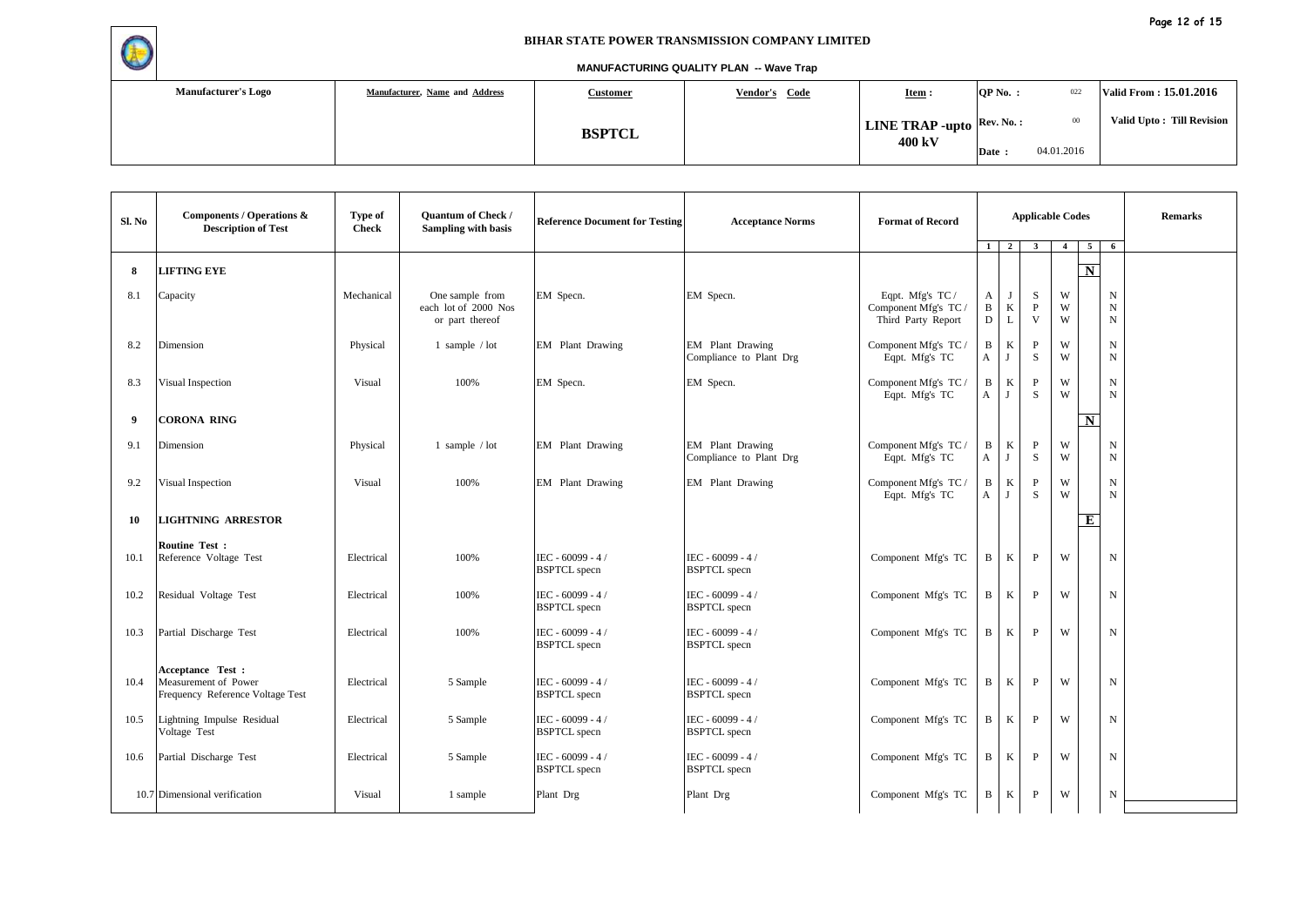**BIHAR STATE POWER TRANSMISSION COMPANY LIMITED**

**MANUFACTURING QUALITY PLAN -- Wave Trap**

| Manufacturer's Logo | Manufacturer, Name and Address | Customer | Vendor's Code | Item : | QP No. : 022 | Valid From : 15.01.2016 |
|---|---|---|---|---|---|---|
| | | BSPTCL | | LINE TRAP -upto 400 kV | Rev. No. : 00 | Valid Upto : Till Revision |
| | | | | | Date : 04.01.2016 | |

| Sl. No | Components / Operations & Description of Test | Type of Check | Quantum of Check / Sampling with basis | Reference Document for Testing | Acceptance Norms | Format of Record | Applicable Codes | | | | | | Remarks |
|---|---|---|---|---|---|---|---|---|---|---|---|---|---|
| | | | | | | | 1 | 2 | 3 | 4 | 5 | 6 | |
| 8 | **LIFTING EYE** | | | | | | | | | | N | | |
| 8.1 | Capacity | Mechanical | One sample from each lot of 2000 Nos or part thereof | EM Specn. | EM Specn. | Eqpt. Mfg's TC / Component Mfg's TC / Third Party Report | A B D | J K L | S P V | W W W | | N N N | |
| 8.2 | Dimension | Physical | 1 sample / lot | EM Plant Drawing | EM Plant Drawing Compliance to Plant Drg | Component Mfg's TC / Eqpt. Mfg's TC | B A | K J | P S | W W | | N N | |
| 8.3 | Visual Inspection | Visual | 100% | EM Specn. | EM Specn. | Component Mfg's TC / Eqpt. Mfg's TC | B A | K J | P S | W W | | N N | |
| 9 | **CORONA RING** | | | | | | | | | | N | | |
| 9.1 | Dimension | Physical | 1 sample / lot | EM Plant Drawing | EM Plant Drawing Compliance to Plant Drg | Component Mfg's TC / Eqpt. Mfg's TC | B A | K J | P S | W W | | N N | |
| 9.2 | Visual Inspection | Visual | 100% | EM Plant Drawing | EM Plant Drawing | Component Mfg's TC / Eqpt. Mfg's TC | B A | K J | P S | W W | | N N | |
| 10 | **LIGHTNING ARRESTOR** | | | | | | | | | | E | | |
| | **Routine Test :** | | | | | | | | | | | | |
| 10.1 | Reference Voltage Test | Electrical | 100% | IEC - 60099 - 4 / BSPTCL specn | IEC - 60099 - 4 / BSPTCL specn | Component Mfg's TC | B | K | P | W | | N | |
| 10.2 | Residual Voltage Test | Electrical | 100% | IEC - 60099 - 4 / BSPTCL specn | IEC - 60099 - 4 / BSPTCL specn | Component Mfg's TC | B | K | P | W | | N | |
| 10.3 | Partial Discharge Test | Electrical | 100% | IEC - 60099 - 4 / BSPTCL specn | IEC - 60099 - 4 / BSPTCL specn | Component Mfg's TC | B | K | P | W | | N | |
| | **Acceptance Test :** | | | | | | | | | | | | |
| 10.4 | Measurement of Power Frequency Reference Voltage Test | Electrical | 5 Sample | IEC - 60099 - 4 / BSPTCL specn | IEC - 60099 - 4 / BSPTCL specn | Component Mfg's TC | B | K | P | W | | N | |
| 10.5 | Lightning Impulse Residual Voltage Test | Electrical | 5 Sample | IEC - 60099 - 4 / BSPTCL specn | IEC - 60099 - 4 / BSPTCL specn | Component Mfg's TC | B | K | P | W | | N | |
| 10.6 | Partial Discharge Test | Electrical | 5 Sample | IEC - 60099 - 4 / BSPTCL specn | IEC - 60099 - 4 / BSPTCL specn | Component Mfg's TC | B | K | P | W | | N | |
| 10.7 | Dimensional verification | Visual | 1 sample | Plant Drg | Plant Drg | Component Mfg's TC | B | K | P | W | | N | |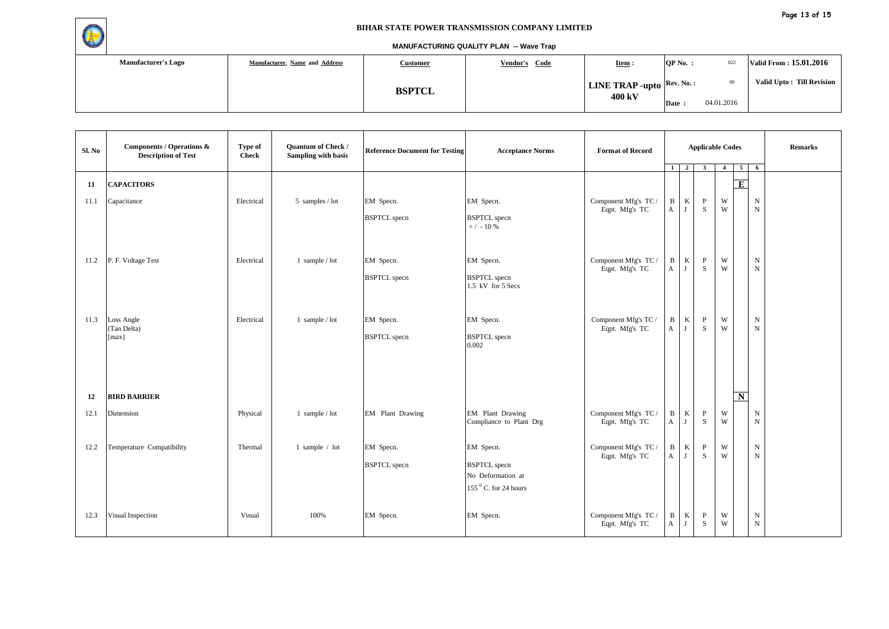**BIHAR STATE POWER TRANSMISSION COMPANY LIMITED**

**MANUFACTURING QUALITY PLAN -- Wave Trap**

| Manufacturer's Logo | Manufacturer, Name and Address | Customer | Vendor's Code | Item : | QP No. : 022 | Valid From : 15.01.2016 |
|---|---|---|---|---|---|---|
| | | BSPTCL | | LINE TRAP -upto 400 kV | Rev. No. : 00<br>Date : 04.01.2016 | Valid Upto : Till Revision |

| Sl. No | Components / Operations & Description of Test | Type of Check | Quantum of Check / Sampling with basis | Reference Document for Testing | Acceptance Norms | Format of Record | Applicable Codes | | | | | | Remarks |
|---|---|---|---|---|---|---|---|---|---|---|---|---|---|
| | | | | | | | 1 | 2 | 3 | 4 | 5 | 6 | |
| 11 | CAPACITORS | | | | | | | | | | E | | |
| 11.1 | Capacitance | Electrical | 5 samples / lot | EM Specn.<br>BSPTCL specn | EM Specn.<br>BSPTCL specn<br>+ / - 10 % | Component Mfg's TC / Eqpt. Mfg's TC | B<br>A | K<br>J | P<br>S | W<br>W | | N<br>N | |
| 11.2 | P. F. Voltage Test | Electrical | 1 sample / lot | EM Specn.<br>BSPTCL specn | EM Specn.<br>BSPTCL specn<br>1.5 kV for 5 Secs | Component Mfg's TC / Eqpt. Mfg's TC | B<br>A | K<br>J | P<br>S | W<br>W | | N<br>N | |
| 11.3 | Loss Angle (Tan Delta) [max] | Electrical | 1 sample / lot | EM Specn.<br>BSPTCL specn | EM Specn.<br>BSPTCL specn<br>0.002 | Component Mfg's TC / Eqpt. Mfg's TC | B<br>A | K<br>J | P<br>S | W<br>W | | N<br>N | |
| 12 | BIRD BARRIER | | | | | | | | | | N | | |
| 12.1 | Dimension | Physical | 1 sample / lot | EM Plant Drawing | EM Plant Drawing<br>Compliance to Plant Drg | Component Mfg's TC / Eqpt. Mfg's TC | B<br>A | K<br>J | P<br>S | W<br>W | | N<br>N | |
| 12.2 | Temperature Compatibility | Thermal | 1 sample / lot | EM Specn.<br>BSPTCL specn | EM Specn.<br>BSPTCL specn<br>No Deformation at<br>155 $^0$C. for 24 hours | Component Mfg's TC / Eqpt. Mfg's TC | B<br>A | K<br>J | P<br>S | W<br>W | | N<br>N | |
| 12.3 | Visual Inspection | Visual | 100% | EM Specn. | EM Specn. | Component Mfg's TC / Eqpt. Mfg's TC | B<br>A | K<br>J | P<br>S | W<br>W | | N<br>N | |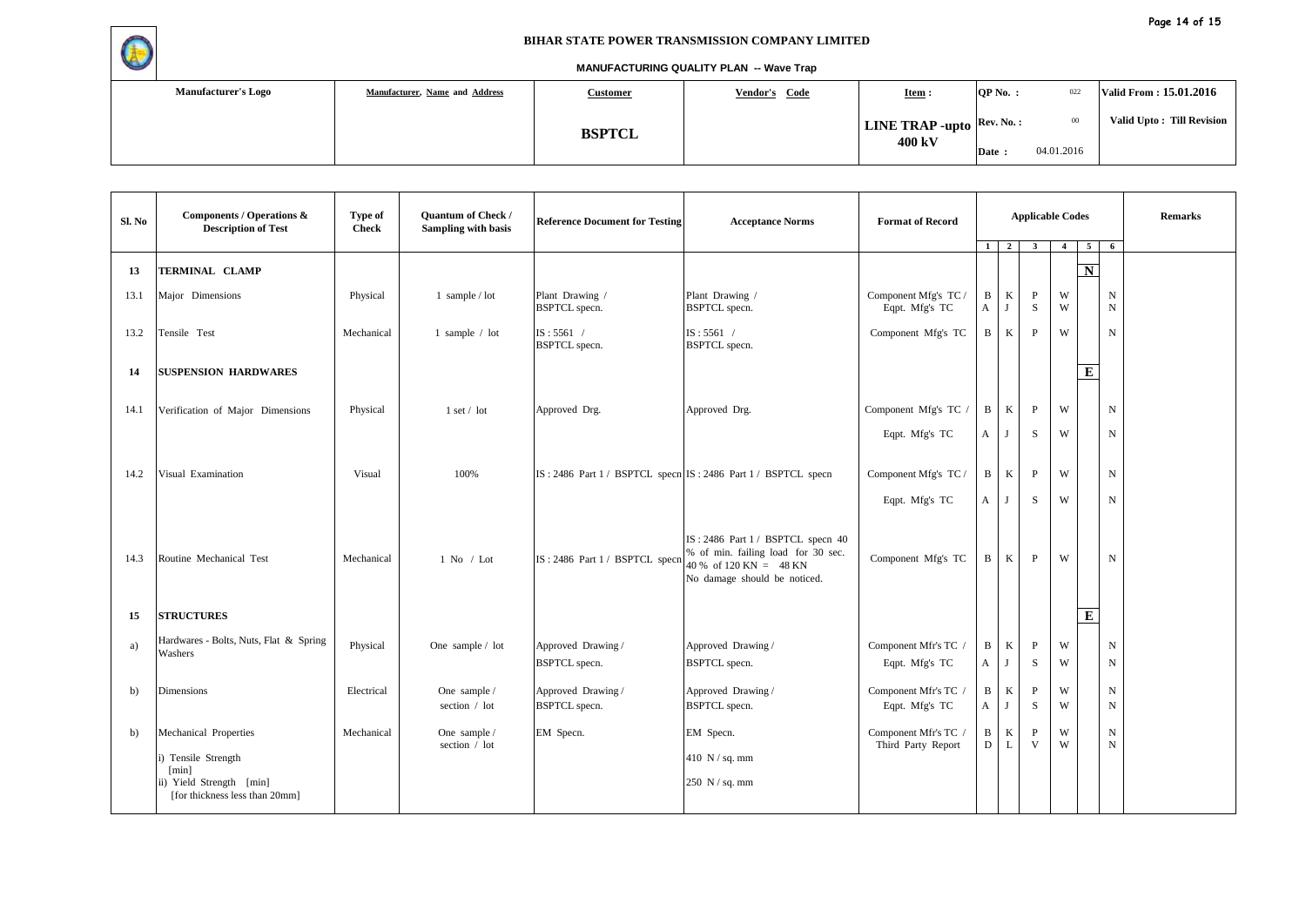**BIHAR STATE POWER TRANSMISSION COMPANY LIMITED**

**MANUFACTURING QUALITY PLAN -- Wave Trap**

| Manufacturer's Logo | Manufacturer, Name and Address | Customer | Vendor's Code | Item : | QP No. : 022 | Valid From : 15.01.2016 |
|---|---|---|---|---|---|---|
| | | BSPTCL | | LINE TRAP -upto 400 kV | Rev. No. : 00<br>Date : 04.01.2016 | Valid Upto : Till Revision |

| Sl. No | Components / Operations & Description of Test | Type of Check | Quantum of Check / Sampling with basis | Reference Document for Testing | Acceptance Norms | Format of Record | Applicable Codes | | | | | | Remarks |
|---|---|---|---|---|---|---|---|---|---|---|---|---|---|
| | | | | | | | 1 | 2 | 3 | 4 | 5 | 6 | |
| 13 | TERMINAL CLAMP | | | | | | | | | | N | | |
| 13.1 | Major Dimensions | Physical | 1 sample / lot | Plant Drawing / BSPTCL specn. | Plant Drawing / BSPTCL specn. | Component Mfg's TC / Eqpt. Mfg's TC | B<br>A | K<br>J | P<br>S | W<br>W | | N<br>N | |
| 13.2 | Tensile Test | Mechanical | 1 sample / lot | IS : 5561 / BSPTCL specn. | IS : 5561 / BSPTCL specn. | Component Mfg's TC | B | K | P | W | | N | |
| 14 | SUSPENSION HARDWARES | | | | | | | | | | E | | |
| 14.1 | Verification of Major Dimensions | Physical | 1 set / lot | Approved Drg. | Approved Drg. | Component Mfg's TC / Eqpt. Mfg's TC | B<br>A | K<br>J | P<br>S | W<br>W | | N<br>N | |
| 14.2 | Visual Examination | Visual | 100% | IS : 2486 Part 1 / BSPTCL specn | IS : 2486 Part 1 / BSPTCL specn | Component Mfg's TC / Eqpt. Mfg's TC | B<br>A | K<br>J | P<br>S | W<br>W | | N<br>N | |
| 14.3 | Routine Mechanical Test | Mechanical | 1 No / Lot | IS : 2486 Part 1 / BSPTCL specn | IS : 2486 Part 1 / BSPTCL specn 40 % of min. failing load for 30 sec. 40 % of 120 KN = 48 KN No damage should be noticed. | Component Mfg's TC | B | K | P | W | | N | |
| 15 | STRUCTURES | | | | | | | | | | E | | |
| a) | Hardwares - Bolts, Nuts, Flat & Spring Washers | Physical | One sample / lot | Approved Drawing / BSPTCL specn. | Approved Drawing / BSPTCL specn. | Component Mfr's TC / Eqpt. Mfg's TC | B<br>A | K<br>J | P<br>S | W<br>W | | N<br>N | |
| b) | Dimensions | Electrical | One sample / section / lot | Approved Drawing / BSPTCL specn. | Approved Drawing / BSPTCL specn. | Component Mfr's TC / Eqpt. Mfg's TC | B<br>A | K<br>J | P<br>S | W<br>W | | N<br>N | |
| b) | Mechanical Properties<br>i) Tensile Strength [min]<br>ii) Yield Strength [min] [for thickness less than 20mm] | Mechanical | One sample / section / lot | EM Specn. | EM Specn.<br>410 N / sq. mm<br>250 N / sq. mm | Component Mfr's TC / Third Party Report | B<br>D | K<br>L | P<br>V | W<br>W | | N<br>N | |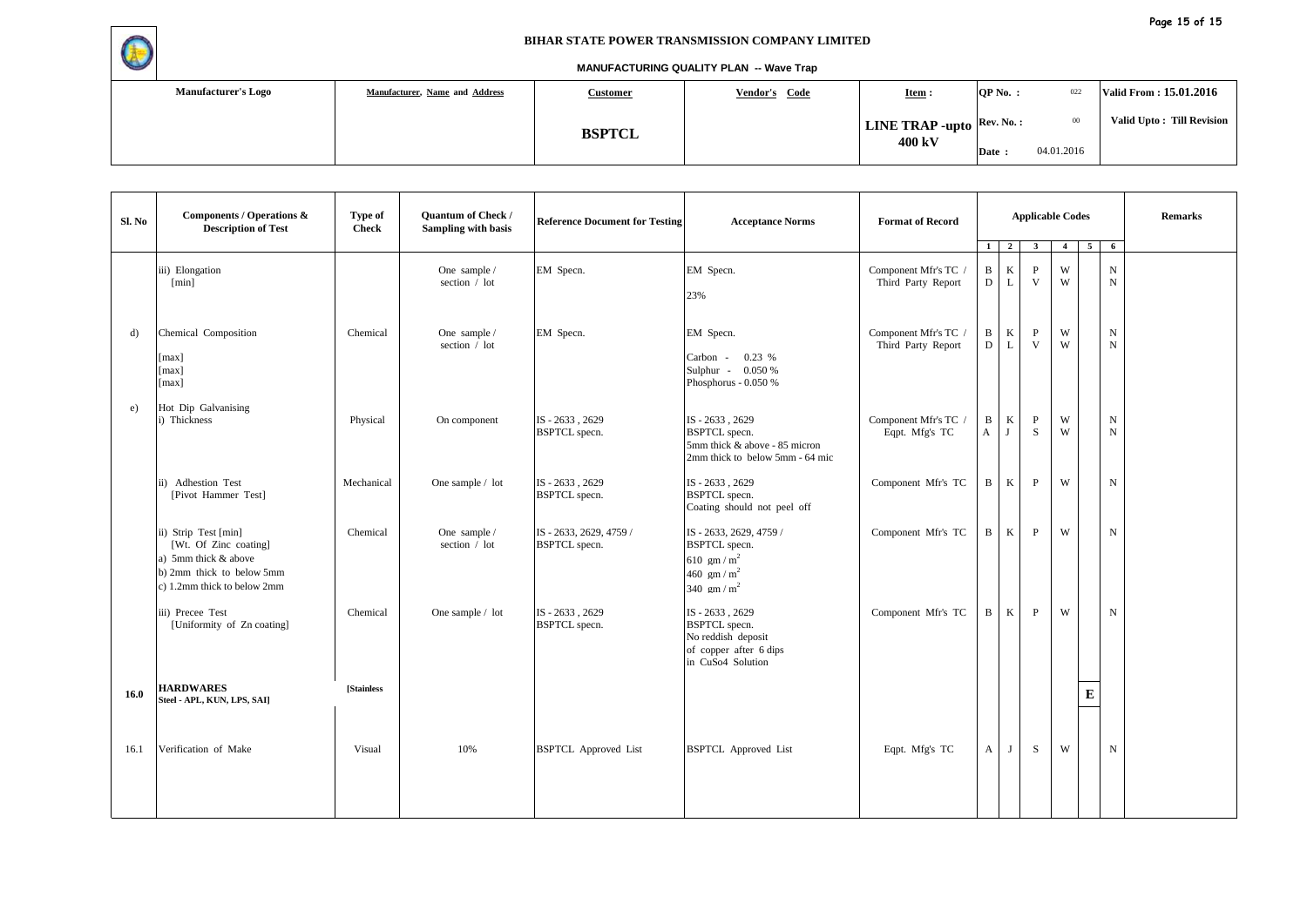**BIHAR STATE POWER TRANSMISSION COMPANY LIMITED**

**MANUFACTURING QUALITY PLAN -- Wave Trap**

| Manufacturer's Logo | Manufacturer, Name and Address | Customer | Vendor's Code | Item : | QP No. : 022 | Valid From : 15.01.2016 |
|---|---|---|---|---|---|---|
| | | BSPTCL | | LINE TRAP -upto 400 kV | Rev. No. : 00 | Valid Upto : Till Revision |
| | | | | | Date : 04.01.2016 | |

| Sl. No | Components / Operations & Description of Test | Type of Check | Quantum of Check / Sampling with basis | Reference Document for Testing | Acceptance Norms | Format of Record | Applicable Codes | | | | | | Remarks |
|---|---|---|---|---|---|---|---|---|---|---|---|---|---|
| | | | | | | | 1 | 2 | 3 | 4 | 5 | 6 | |
| | iii) Elongation [min] | | One sample / section / lot | EM Specn. | EM Specn. 23% | Component Mfr's TC / Third Party Report | B D | K L | P V | W W | | N N | |
| d) | Chemical Composition [max] [max] [max] | Chemical | One sample / section / lot | EM Specn. | EM Specn. Carbon - 0.23 % Sulphur - 0.050 % Phosphorus - 0.050 % | Component Mfr's TC / Third Party Report | B D | K L | P V | W W | | N N | |
| e) | Hot Dip Galvanising i) Thickness | Physical | On component | IS - 2633 , 2629 BSPTCL specn. | IS - 2633 , 2629 BSPTCL specn. 5mm thick & above - 85 micron 2mm thick to below 5mm - 64 mic | Component Mfr's TC / Eqpt. Mfg's TC | B A | K J | P S | W W | | N N | |
| | ii) Adhestion Test [Pivot Hammer Test] | Mechanical | One sample / lot | IS - 2633 , 2629 BSPTCL specn. | IS - 2633 , 2629 BSPTCL specn. Coating should not peel off | Component Mfr's TC | B | K | P | W | | N | |
| | ii) Strip Test [min] [Wt. Of Zinc coating] a) 5mm thick & above b) 2mm thick to below 5mm c) 1.2mm thick to below 2mm | Chemical | One sample / section / lot | IS - 2633, 2629, 4759 / BSPTCL specn. | IS - 2633, 2629, 4759 / BSPTCL specn. 610 gm / $m^2$ 460 gm / $m^2$ 340 gm / $m^2$ | Component Mfr's TC | B | K | P | W | | N | |
| | iii) Precee Test [Uniformity of Zn coating] | Chemical | One sample / lot | IS - 2633 , 2629 BSPTCL specn. | IS - 2633 , 2629 BSPTCL specn. No reddish deposit of copper after 6 dips in CuSo4 Solution | Component Mfr's TC | B | K | P | W | | N | |
| 16.0 | **HARDWARES** [Stainless Steel - APL, KUN, LPS, SAI] | | | | | | | | | | E | | |
| 16.1 | Verification of Make | Visual | 10% | BSPTCL Approved List | BSPTCL Approved List | Eqpt. Mfg's TC | A | J | S | W | | N | |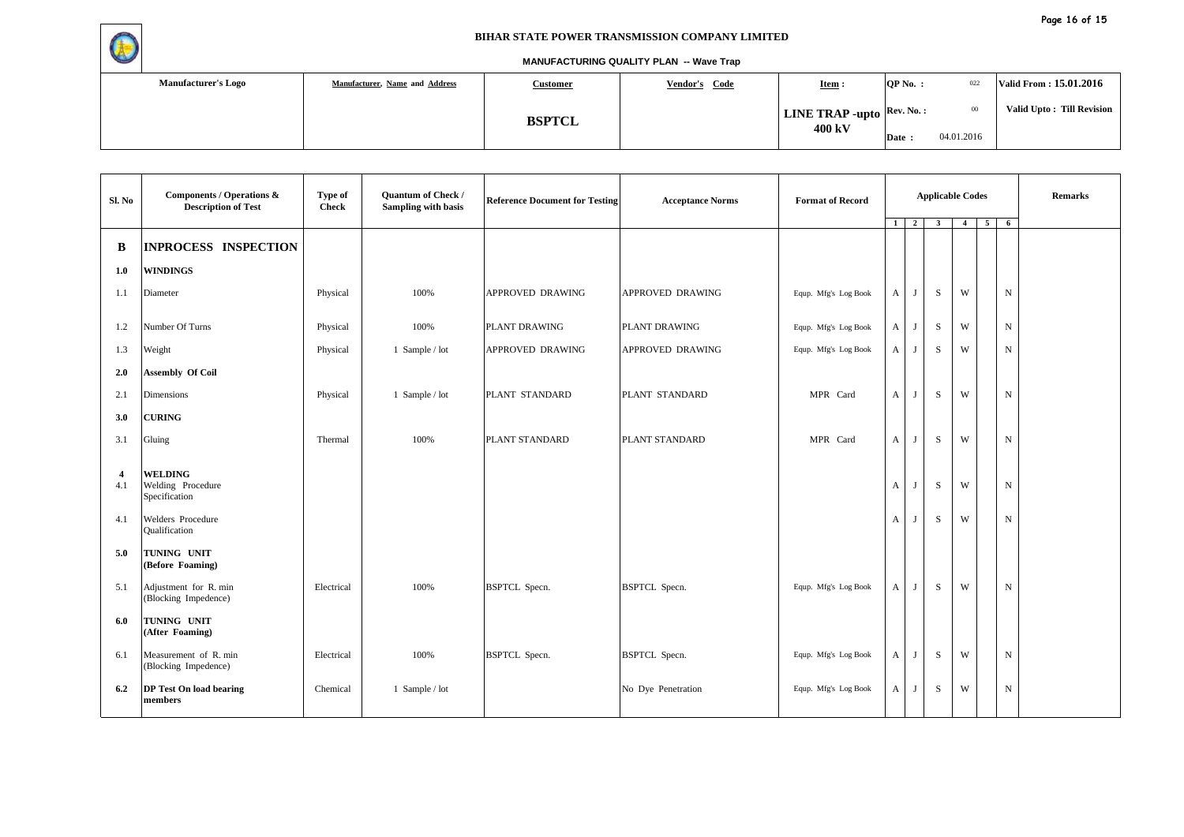**BIHAR STATE POWER TRANSMISSION COMPANY LIMITED**

**MANUFACTURING QUALITY PLAN -- Wave Trap**

| Manufacturer's Logo | Manufacturer, Name and Address | Customer | Vendor's Code | Item : | QP No. : 022 | Valid From : 15.01.2016 |
|---|---|---|---|---|---|---|
| | | BSPTCL | | LINE TRAP -upto 400 kV | Rev. No. : 00 | Valid Upto : Till Revision |
| | | | | | Date : 04.01.2016 | |

| Sl. No | Components / Operations & Description of Test | Type of Check | Quantum of Check / Sampling with basis | Reference Document for Testing | Acceptance Norms | Format of Record | Applicable Codes | | | | | | Remarks |
|---|---|---|---|---|---|---|---|---|---|---|---|---|---|
| | | | | | | | 1 | 2 | 3 | 4 | 5 | 6 | |
| **B** | **INPROCESS INSPECTION** | | | | | | | | | | | | |
| **1.0** | **WINDINGS** | | | | | | | | | | | | |
| 1.1 | Diameter | Physical | 100% | APPROVED DRAWING | APPROVED DRAWING | Equp. Mfg's Log Book | A | J | S | W | | N | |
| 1.2 | Number Of Turns | Physical | 100% | PLANT DRAWING | PLANT DRAWING | Equp. Mfg's Log Book | A | J | S | W | | N | |
| 1.3 | Weight | Physical | 1 Sample / lot | APPROVED DRAWING | APPROVED DRAWING | Equp. Mfg's Log Book | A | J | S | W | | N | |
| **2.0** | **Assembly Of Coil** | | | | | | | | | | | | |
| 2.1 | Dimensions | Physical | 1 Sample / lot | PLANT STANDARD | PLANT STANDARD | MPR Card | A | J | S | W | | N | |
| **3.0** | **CURING** | | | | | | | | | | | | |
| 3.1 | Gluing | Thermal | 100% | PLANT STANDARD | PLANT STANDARD | MPR Card | A | J | S | W | | N | |
| **4** | **WELDING** | | | | | | | | | | | | |
| 4.1 | Welding Procedure Specification | | | | | | A | J | S | W | | N | |
| 4.1 | Welders Procedure Qualification | | | | | | A | J | S | W | | N | |
| **5.0** | **TUNING UNIT (Before Foaming)** | | | | | | | | | | | | |
| 5.1 | Adjustment for R. min (Blocking Impedence) | Electrical | 100% | BSPTCL Specn. | BSPTCL Specn. | Equp. Mfg's Log Book | A | J | S | W | | N | |
| **6.0** | **TUNING UNIT (After Foaming)** | | | | | | | | | | | | |
| 6.1 | Measurement of R. min (Blocking Impedence) | Electrical | 100% | BSPTCL Specn. | BSPTCL Specn. | Equp. Mfg's Log Book | A | J | S | W | | N | |
| **6.2** | **DP Test On load bearing members** | Chemical | 1 Sample / lot | | No Dye Penetration | Equp. Mfg's Log Book | A | J | S | W | | N | |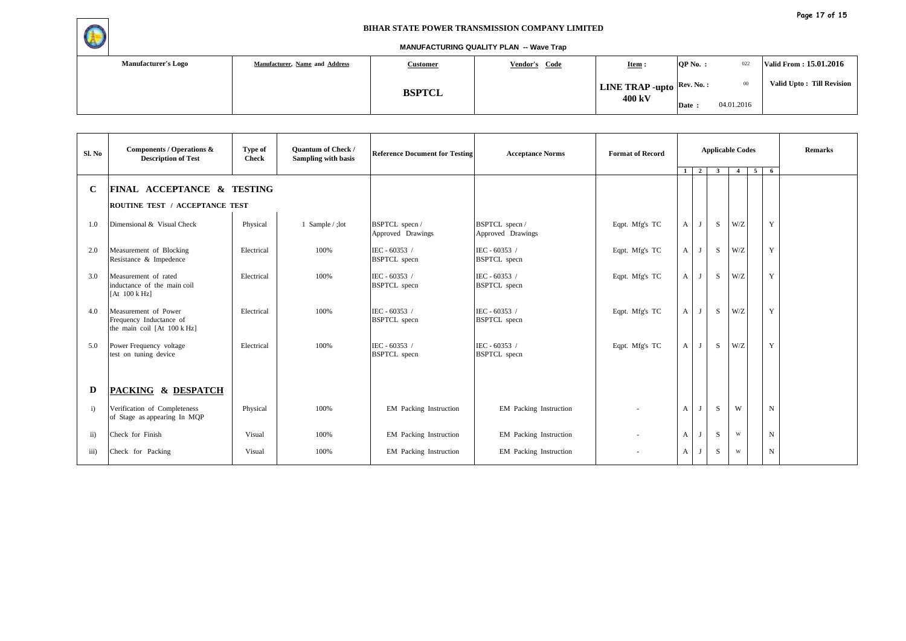**BIHAR STATE POWER TRANSMISSION COMPANY LIMITED**

**MANUFACTURING QUALITY PLAN -- Wave Trap**

| Manufacturer's Logo | Manufacturer, Name and Address | Customer | Vendor's Code | Item : | QP No. : 022 | Valid From : 15.01.2016 |
|---|---|---|---|---|---|---|
| | | BSPTCL | | LINE TRAP -upto 400 kV | Rev. No. : 00 | Valid Upto : Till Revision |
| | | | | | Date : 04.01.2016 | |

| Sl. No | Components / Operations & Description of Test | Type of Check | Quantum of Check / Sampling with basis | Reference Document for Testing | Acceptance Norms | Format of Record | Applicable Codes | | | | | | Remarks |
|---|---|---|---|---|---|---|---|---|---|---|---|---|---|
| | | | | | | | 1 | 2 | 3 | 4 | 5 | 6 | |
| **C** | **FINAL ACCEPTANCE & TESTING** | | | | | | | | | | | | |
| | **ROUTINE TEST / ACCEPTANCE TEST** | | | | | | | | | | | | |
| 1.0 | Dimensional & Visual Check | Physical | 1 Sample / ;lot | BSPTCL specn / Approved Drawings | BSPTCL specn / Approved Drawings | Eqpt. Mfg's TC | A | J | S | W/Z | | Y | |
| 2.0 | Measurement of Blocking Resistance & Impedence | Electrical | 100% | IEC - 60353 / BSPTCL specn | IEC - 60353 / BSPTCL specn | Eqpt. Mfg's TC | A | J | S | W/Z | | Y | |
| 3.0 | Measurement of rated inductance of the main coil [At 100 k Hz] | Electrical | 100% | IEC - 60353 / BSPTCL specn | IEC - 60353 / BSPTCL specn | Eqpt. Mfg's TC | A | J | S | W/Z | | Y | |
| 4.0 | Measurement of Power Frequency Inductance of the main coil [At 100 k Hz] | Electrical | 100% | IEC - 60353 / BSPTCL specn | IEC - 60353 / BSPTCL specn | Eqpt. Mfg's TC | A | J | S | W/Z | | Y | |
| 5.0 | Power Frequency voltage test on tuning device | Electrical | 100% | IEC - 60353 / BSPTCL specn | IEC - 60353 / BSPTCL specn | Eqpt. Mfg's TC | A | J | S | W/Z | | Y | |
| **D** | **PACKING & DESPATCH** | | | | | | | | | | | | |
| i) | Verification of Completeness of Stage as appearing In MQP | Physical | 100% | EM Packing Instruction | EM Packing Instruction | - | A | J | S | W | | N | |
| ii) | Check for Finish | Visual | 100% | EM Packing Instruction | EM Packing Instruction | - | A | J | S | W | | N | |
| iii) | Check for Packing | Visual | 100% | EM Packing Instruction | EM Packing Instruction | - | A | J | S | W | | N | |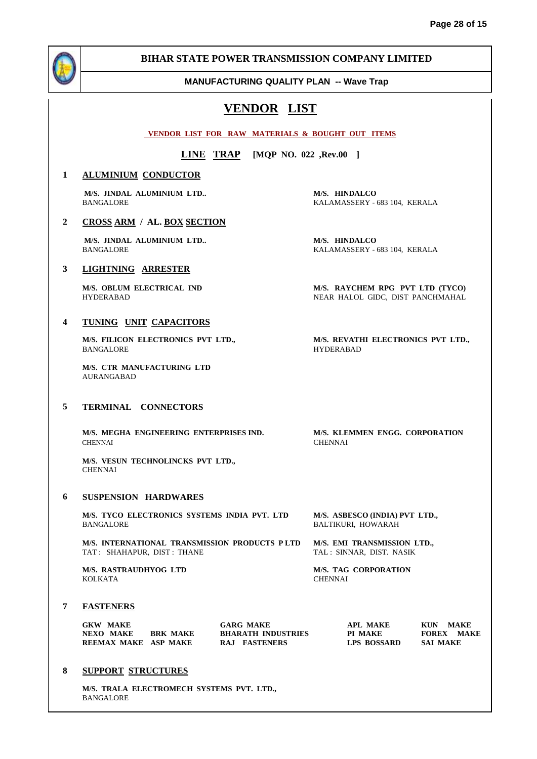**BIHAR STATE POWER TRANSMISSION COMPANY LIMITED**

**MANUFACTURING QUALITY PLAN -- Wave Trap**

# VENDOR LIST

## VENDOR LIST FOR RAW MATERIALS & BOUGHT OUT ITEMS

### LINE TRAP [MQP NO. 022 ,Rev.00 ]

**1 ALUMINIUM CONDUCTOR**

**M/S. JINDAL ALUMINIUM LTD..**
BANGALORE

**M/S. HINDALCO**
KALAMASSERY - 683 104, KERALA

**2 CROSS ARM / AL. BOX SECTION**

**M/S. JINDAL ALUMINIUM LTD..**
BANGALORE

**M/S. HINDALCO**
KALAMASSERY - 683 104, KERALA

**3 LIGHTNING ARRESTER**

**M/S. OBLUM ELECTRICAL IND**
HYDERABAD

**M/S. RAYCHEM RPG PVT LTD (TYCO)**
NEAR HALOL GIDC, DIST PANCHMAHAL

**4 TUNING UNIT CAPACITORS**

**M/S. FILICON ELECTRONICS PVT LTD.,**
BANGALORE

**M/S. REVATHI ELECTRONICS PVT LTD.,**
HYDERABAD

**M/S. CTR MANUFACTURING LTD**
AURANGABAD

**5 TERMINAL CONNECTORS**

**M/S. MEGHA ENGINEERING ENTERPRISES IND.**
CHENNAI

**M/S. KLEMMEN ENGG. CORPORATION**
CHENNAI

**M/S. VESUN TECHNOLINCKS PVT LTD.,**
CHENNAI

**6 SUSPENSION HARDWARES**

**M/S. TYCO ELECTRONICS SYSTEMS INDIA PVT. LTD**
BANGALORE

**M/S. ASBESCO (INDIA) PVT LTD.,**
BALTIKURI, HOWARAH

**M/S. INTERNATIONAL TRANSMISSION PRODUCTS P LTD**
TAT : SHAHAPUR, DIST : THANE

**M/S. EMI TRANSMISSION LTD.,**
TAL : SINNAR, DIST. NASIK

**M/S. RASTRAUDHYOG LTD**
KOLKATA

**M/S. TAG CORPORATION**
CHENNAI

**7 FASTENERS**

| | | | | | |
|---|---|---|---|---|---|
| **GKW MAKE** | | **GARG MAKE** | **APL MAKE** | **KUN MAKE** |
| **NEXO MAKE** | **BRK MAKE** | **BHARATH INDUSTRIES** | **PI MAKE** | **FOREX MAKE** |
| **REEMAX MAKE** | **ASP MAKE** | **RAJ FASTENERS** | **LPS BOSSARD** | **SAI MAKE** |

**8 SUPPORT STRUCTURES**

**M/S. TRALA ELECTROMECH SYSTEMS PVT. LTD.,**
BANGALORE